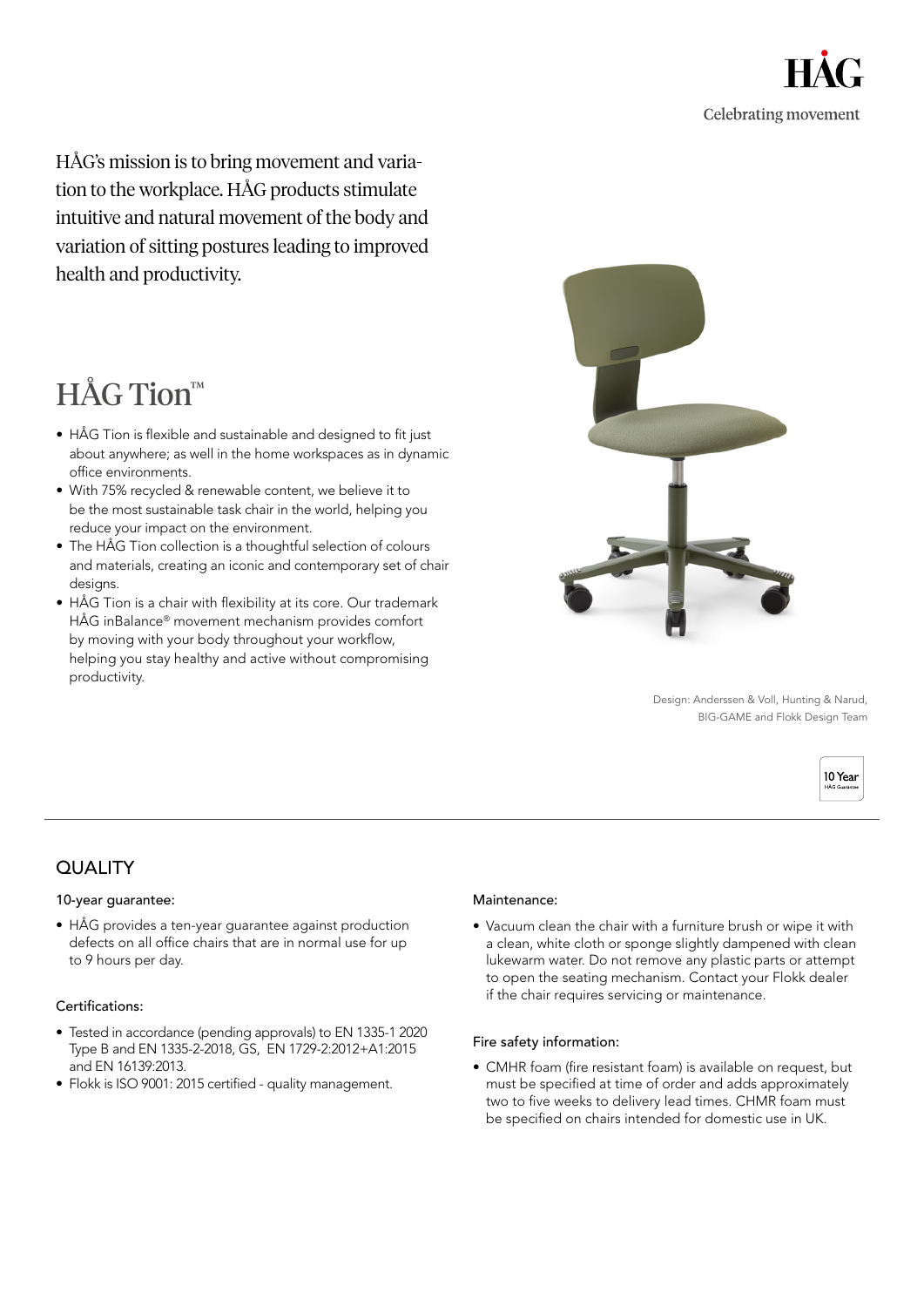HÅG

Celebrating movement

HÅG's mission is to bring movement and variation to the workplace. HÅG products stimulate intuitive and natural movement of the body and variation of sitting postures leading to improved health and productivity.

# HÅG Tion™

- HÅG Tion is flexible and sustainable and designed to fit just about anywhere; as well in the home workspaces as in dynamic office environments.
- With 75% recycled & renewable content, we believe it to be the most sustainable task chair in the world, helping you reduce your impact on the environment.
- The HÅG Tion collection is a thoughtful selection of colours and materials, creating an iconic and contemporary set of chair designs.
- HÅG Tion is a chair with flexibility at its core. Our trademark HÅG inBalance® movement mechanism provides comfort by moving with your body throughout your workflow, helping you stay healthy and active without compromising productivity.

Design: Anderssen & Voll, Hunting & Narud, BIG-GAME and Flokk Design Team

10 Year HÅG Guarantee

## QUALITY

### 10-year guarantee:

- HÅG provides a ten-year guarantee against production defects on all office chairs that are in normal use for up to 9 hours per day.

### Certifications:

- Tested in accordance (pending approvals) to EN 1335-1 2020 Type B and EN 1335-2-2018, GS, EN 1729-2:2012+A1:2015 and EN 16139:2013.
- Flokk is ISO 9001: 2015 certified - quality management.

### Maintenance:

- Vacuum clean the chair with a furniture brush or wipe it with a clean, white cloth or sponge slightly dampened with clean lukewarm water. Do not remove any plastic parts or attempt to open the seating mechanism. Contact your Flokk dealer if the chair requires servicing or maintenance.

### Fire safety information:

- CMHR foam (fire resistant foam) is available on request, but must be specified at time of order and adds approximately two to five weeks to delivery lead times. CHMR foam must be specified on chairs intended for domestic use in UK.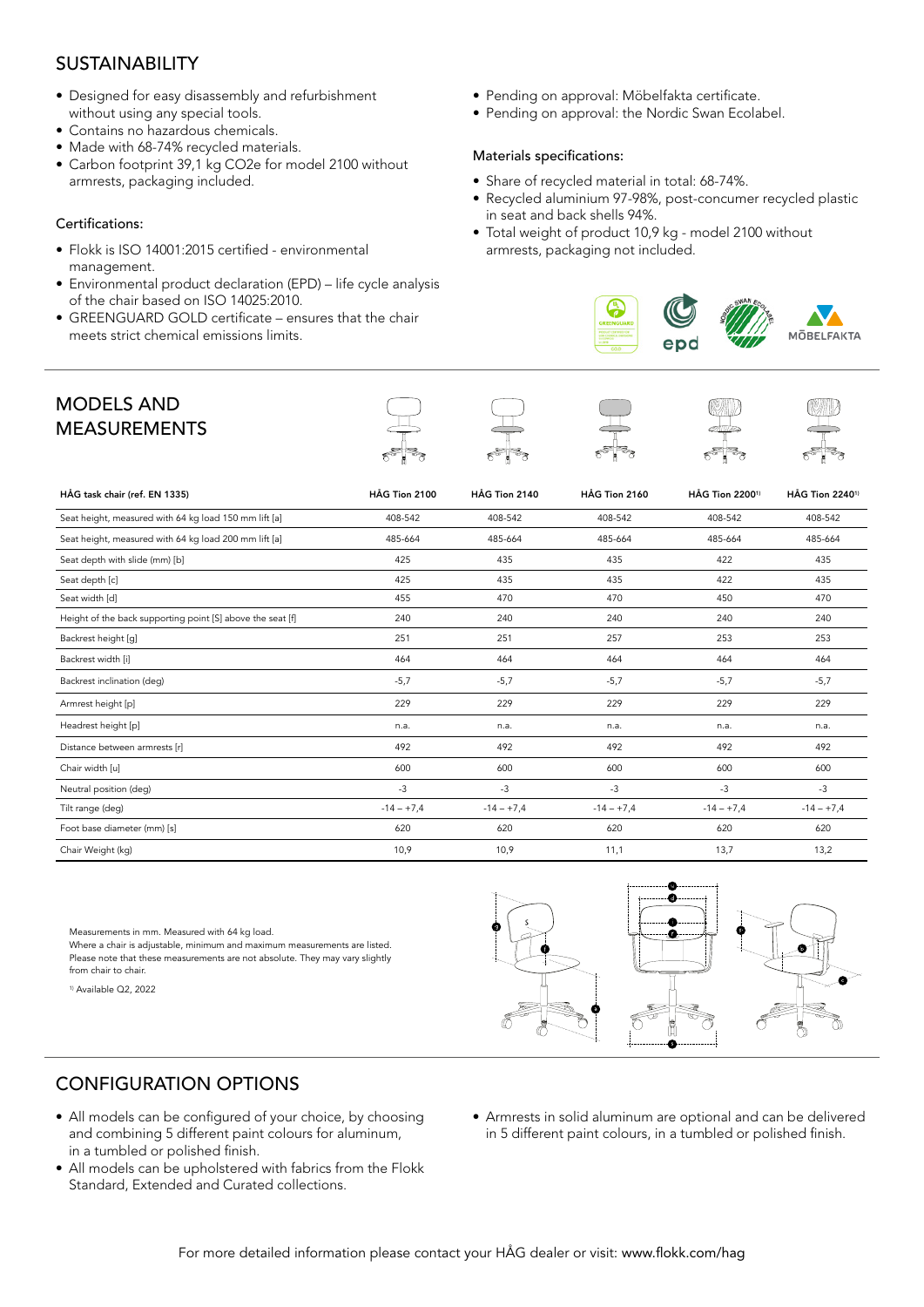## SUSTAINABILITY

- Designed for easy disassembly and refurbishment without using any special tools.
- Contains no hazardous chemicals.
- Made with 68-74% recycled materials.
- Carbon footprint 39,1 kg CO2e for model 2100 without armrests, packaging included.

### Certifications:

- Flokk is ISO 14001:2015 certified - environmental management.
- Environmental product declaration (EPD) – life cycle analysis of the chair based on ISO 14025:2010.
- GREENGUARD GOLD certificate – ensures that the chair meets strict chemical emissions limits.
- Pending on approval: Möbelfakta certificate.
- Pending on approval: the Nordic Swan Ecolabel.

### Materials specifications:

- Share of recycled material in total: 68-74%.
- Recycled aluminium 97-98%, post-concumer recycled plastic in seat and back shells 94%.
- Total weight of product 10,9 kg - model 2100 without armrests, packaging not included.

## MODELS AND MEASUREMENTS

| HÅG task chair (ref. EN 1335) | HÅG Tion 2100 | HÅG Tion 2140 | HÅG Tion 2160 | HÅG Tion 2200[1] | HÅG Tion 2240[1] |
|---|---|---|---|---|---|
| Seat height, measured with 64 kg load 150 mm lift [a] | 408-542 | 408-542 | 408-542 | 408-542 | 408-542 |
| Seat height, measured with 64 kg load 200 mm lift [a] | 485-664 | 485-664 | 485-664 | 485-664 | 485-664 |
| Seat depth with slide (mm) [b] | 425 | 435 | 435 | 422 | 435 |
| Seat depth [c] | 425 | 435 | 435 | 422 | 435 |
| Seat width [d] | 455 | 470 | 470 | 450 | 470 |
| Height of the back supporting point [S] above the seat [f] | 240 | 240 | 240 | 240 | 240 |
| Backrest height [g] | 251 | 251 | 257 | 253 | 253 |
| Backrest width [i] | 464 | 464 | 464 | 464 | 464 |
| Backrest inclination (deg) | -5,7 | -5,7 | -5,7 | -5,7 | -5,7 |
| Armrest height [p] | 229 | 229 | 229 | 229 | 229 |
| Headrest height [p] | n.a. | n.a. | n.a. | n.a. | n.a. |
| Distance between armrests [r] | 492 | 492 | 492 | 492 | 492 |
| Chair width [u] | 600 | 600 | 600 | 600 | 600 |
| Neutral position (deg) | -3 | -3 | -3 | -3 | -3 |
| Tilt range (deg) | -14 – +7,4 | -14 – +7,4 | -14 – +7,4 | -14 – +7,4 | -14 – +7,4 |
| Foot base diameter (mm) [s] | 620 | 620 | 620 | 620 | 620 |
| Chair Weight (kg) | 10,9 | 10,9 | 11,1 | 13,7 | 13,2 |

Measurements in mm. Measured with 64 kg load.
Where a chair is adjustable, minimum and maximum measurements are listed.
Please note that these measurements are not absolute. They may vary slightly from chair to chair.

[1] Available Q2, 2022

## CONFIGURATION OPTIONS

- All models can be configured of your choice, by choosing and combining 5 different paint colours for aluminum, in a tumbled or polished finish.
- All models can be upholstered with fabrics from the Flokk Standard, Extended and Curated collections.
- Armrests in solid aluminum are optional and can be delivered in 5 different paint colours, in a tumbled or polished finish.

For more detailed information please contact your HÅG dealer or visit: www.flokk.com/hag